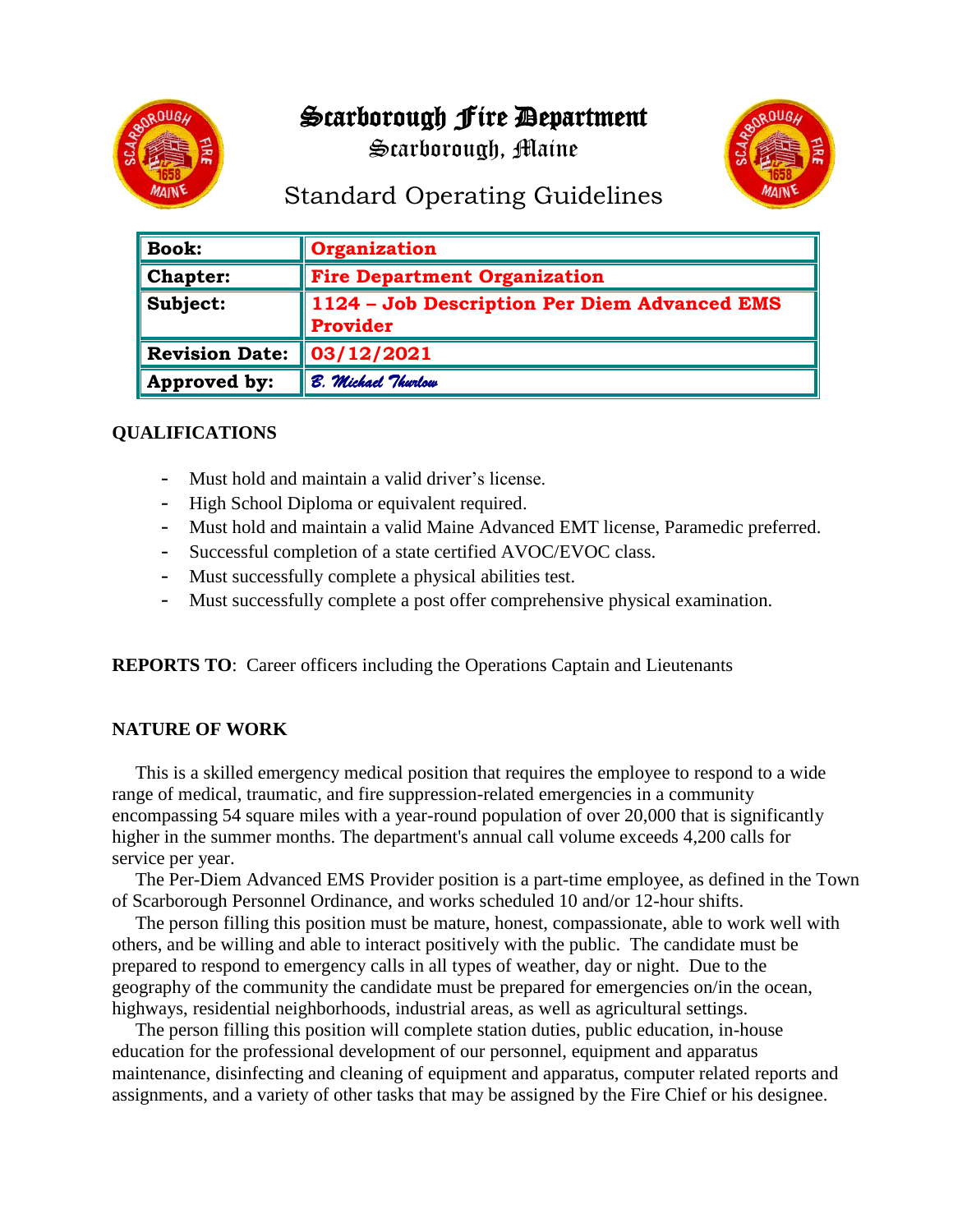# Scarborough Fire Department

Scarborough, Maine

Standard Operating Guidelines

| | |
|---|---|
| **Book:** | **Organization** |
| **Chapter:** | **Fire Department Organization** |
| **Subject:** | **1124 – Job Description Per Diem Advanced EMS Provider** |
| **Revision Date:** | **03/12/2021** |
| **Approved by:** | *B. Michael Thurlow* |

## QUALIFICATIONS

- Must hold and maintain a valid driver's license.
- High School Diploma or equivalent required.
- Must hold and maintain a valid Maine Advanced EMT license, Paramedic preferred.
- Successful completion of a state certified AVOC/EVOC class.
- Must successfully complete a physical abilities test.
- Must successfully complete a post offer comprehensive physical examination.

**REPORTS TO**: Career officers including the Operations Captain and Lieutenants

## NATURE OF WORK

This is a skilled emergency medical position that requires the employee to respond to a wide range of medical, traumatic, and fire suppression-related emergencies in a community encompassing 54 square miles with a year-round population of over 20,000 that is significantly higher in the summer months. The department's annual call volume exceeds 4,200 calls for service per year.

The Per-Diem Advanced EMS Provider position is a part-time employee, as defined in the Town of Scarborough Personnel Ordinance, and works scheduled 10 and/or 12-hour shifts.

The person filling this position must be mature, honest, compassionate, able to work well with others, and be willing and able to interact positively with the public. The candidate must be prepared to respond to emergency calls in all types of weather, day or night. Due to the geography of the community the candidate must be prepared for emergencies on/in the ocean, highways, residential neighborhoods, industrial areas, as well as agricultural settings.

The person filling this position will complete station duties, public education, in-house education for the professional development of our personnel, equipment and apparatus maintenance, disinfecting and cleaning of equipment and apparatus, computer related reports and assignments, and a variety of other tasks that may be assigned by the Fire Chief or his designee.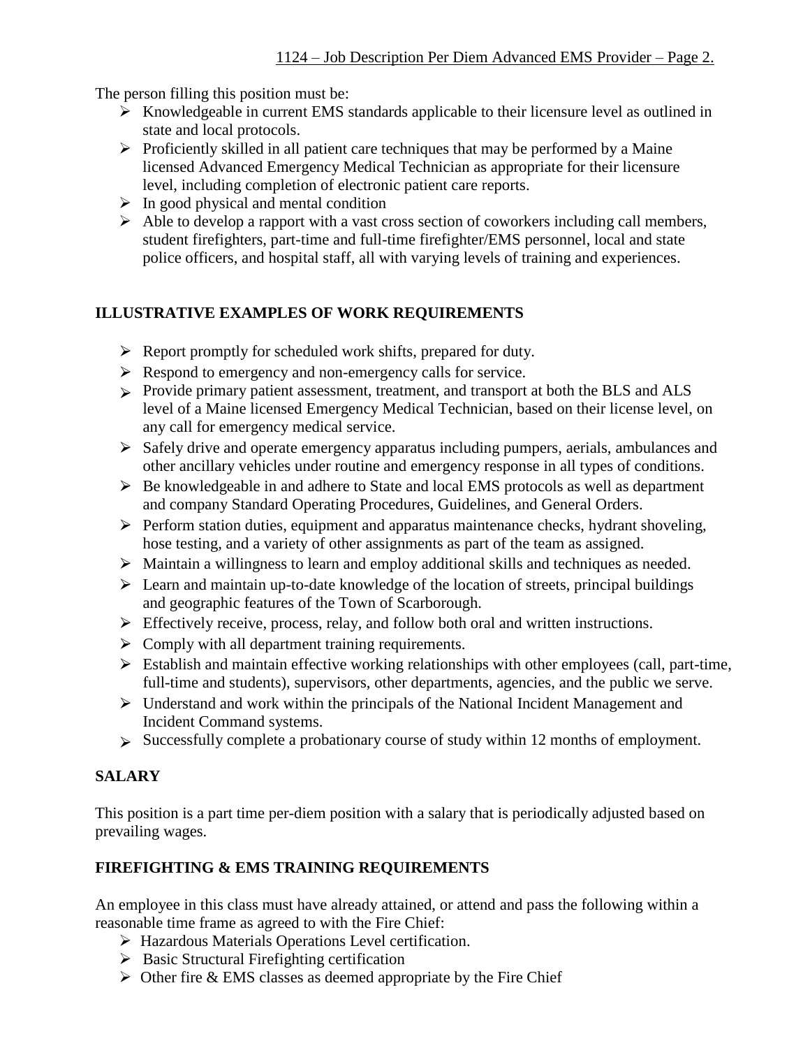The person filling this position must be:

- Knowledgeable in current EMS standards applicable to their licensure level as outlined in state and local protocols.
- Proficiently skilled in all patient care techniques that may be performed by a Maine licensed Advanced Emergency Medical Technician as appropriate for their licensure level, including completion of electronic patient care reports.
- In good physical and mental condition
- Able to develop a rapport with a vast cross section of coworkers including call members, student firefighters, part-time and full-time firefighter/EMS personnel, local and state police officers, and hospital staff, all with varying levels of training and experiences.

## ILLUSTRATIVE EXAMPLES OF WORK REQUIREMENTS

- Report promptly for scheduled work shifts, prepared for duty.
- Respond to emergency and non-emergency calls for service.
- Provide primary patient assessment, treatment, and transport at both the BLS and ALS level of a Maine licensed Emergency Medical Technician, based on their license level, on any call for emergency medical service.
- Safely drive and operate emergency apparatus including pumpers, aerials, ambulances and other ancillary vehicles under routine and emergency response in all types of conditions.
- Be knowledgeable in and adhere to State and local EMS protocols as well as department and company Standard Operating Procedures, Guidelines, and General Orders.
- Perform station duties, equipment and apparatus maintenance checks, hydrant shoveling, hose testing, and a variety of other assignments as part of the team as assigned.
- Maintain a willingness to learn and employ additional skills and techniques as needed.
- Learn and maintain up-to-date knowledge of the location of streets, principal buildings and geographic features of the Town of Scarborough.
- Effectively receive, process, relay, and follow both oral and written instructions.
- Comply with all department training requirements.
- Establish and maintain effective working relationships with other employees (call, part-time, full-time and students), supervisors, other departments, agencies, and the public we serve.
- Understand and work within the principals of the National Incident Management and Incident Command systems.
- Successfully complete a probationary course of study within 12 months of employment.

## SALARY

This position is a part time per-diem position with a salary that is periodically adjusted based on prevailing wages.

## FIREFIGHTING & EMS TRAINING REQUIREMENTS

An employee in this class must have already attained, or attend and pass the following within a reasonable time frame as agreed to with the Fire Chief:

- Hazardous Materials Operations Level certification.
- Basic Structural Firefighting certification
- Other fire & EMS classes as deemed appropriate by the Fire Chief